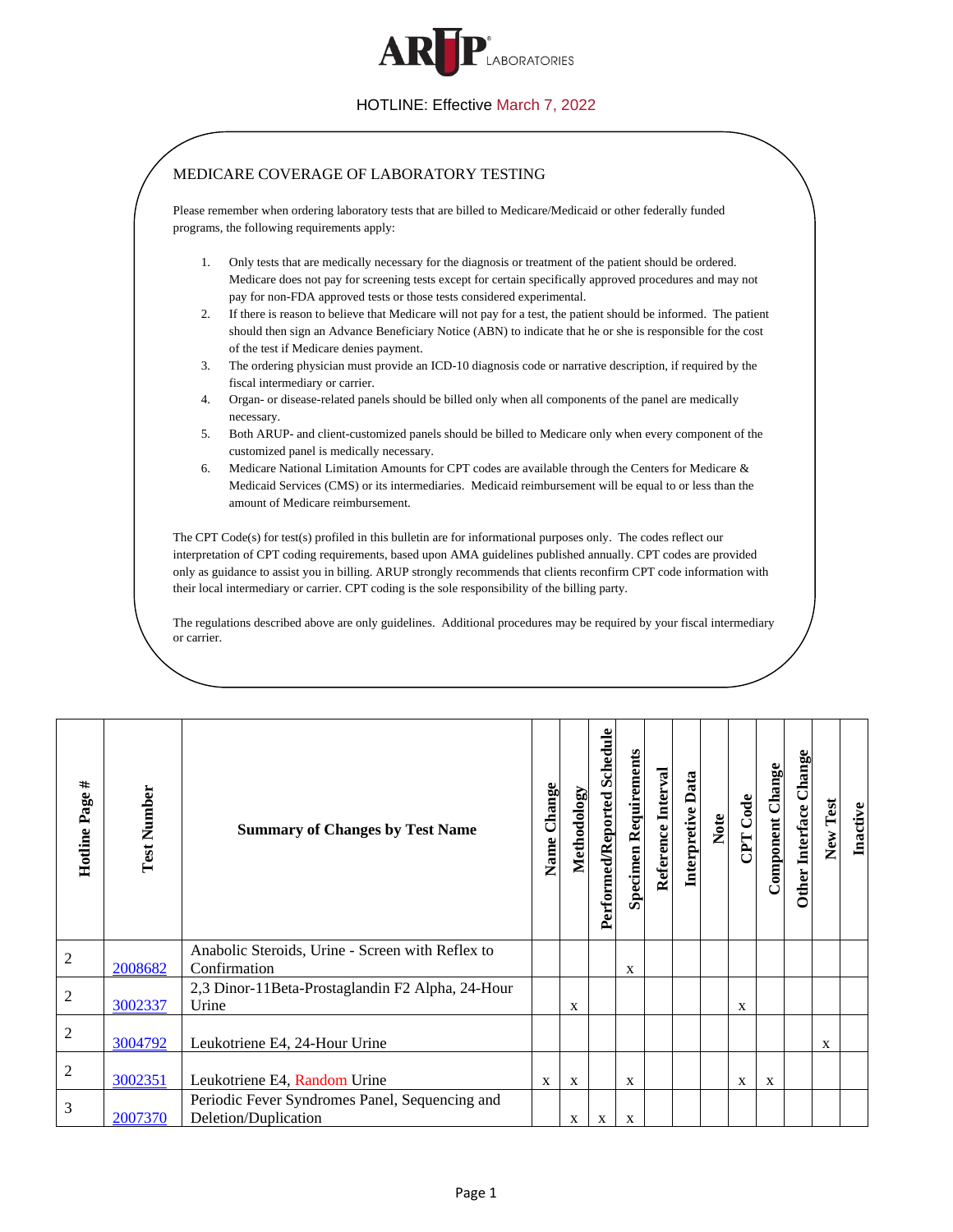ARUP LABORATORIES

HOTLINE: Effective March 7, 2022

## MEDICARE COVERAGE OF LABORATORY TESTING

Please remember when ordering laboratory tests that are billed to Medicare/Medicaid or other federally funded programs, the following requirements apply:

1. Only tests that are medically necessary for the diagnosis or treatment of the patient should be ordered. Medicare does not pay for screening tests except for certain specifically approved procedures and may not pay for non-FDA approved tests or those tests considered experimental.
2. If there is reason to believe that Medicare will not pay for a test, the patient should be informed. The patient should then sign an Advance Beneficiary Notice (ABN) to indicate that he or she is responsible for the cost of the test if Medicare denies payment.
3. The ordering physician must provide an ICD-10 diagnosis code or narrative description, if required by the fiscal intermediary or carrier.
4. Organ- or disease-related panels should be billed only when all components of the panel are medically necessary.
5. Both ARUP- and client-customized panels should be billed to Medicare only when every component of the customized panel is medically necessary.
6. Medicare National Limitation Amounts for CPT codes are available through the Centers for Medicare & Medicaid Services (CMS) or its intermediaries. Medicaid reimbursement will be equal to or less than the amount of Medicare reimbursement.

The CPT Code(s) for test(s) profiled in this bulletin are for informational purposes only. The codes reflect our interpretation of CPT coding requirements, based upon AMA guidelines published annually. CPT codes are provided only as guidance to assist you in billing. ARUP strongly recommends that clients reconfirm CPT code information with their local intermediary or carrier. CPT coding is the sole responsibility of the billing party.

The regulations described above are only guidelines. Additional procedures may be required by your fiscal intermediary or carrier.

| Hotline Page # | Test Number | Summary of Changes by Test Name | Name Change | Methodology | Performed/Reported Schedule | Specimen Requirements | Reference Interval | Interpretive Data | Note | CPT Code | Component Change | Other Interface Change | New Test | Inactive |
|---|---|---|---|---|---|---|---|---|---|---|---|---|---|---|
| 2 | 2008682 | Anabolic Steroids, Urine - Screen with Reflex to Confirmation | | | | x | | | | | | | | |
| 2 | 3002337 | 2,3 Dinor-11Beta-Prostaglandin F2 Alpha, 24-Hour Urine | | x | | | | | | x | | | | |
| 2 | 3004792 | Leukotriene E4, 24-Hour Urine | | | | | | | | | | | x | |
| 2 | 3002351 | Leukotriene E4, Random Urine | x | x | | x | | | | x | x | | | |
| 3 | 2007370 | Periodic Fever Syndromes Panel, Sequencing and Deletion/Duplication | | x | x | x | | | | | | | | |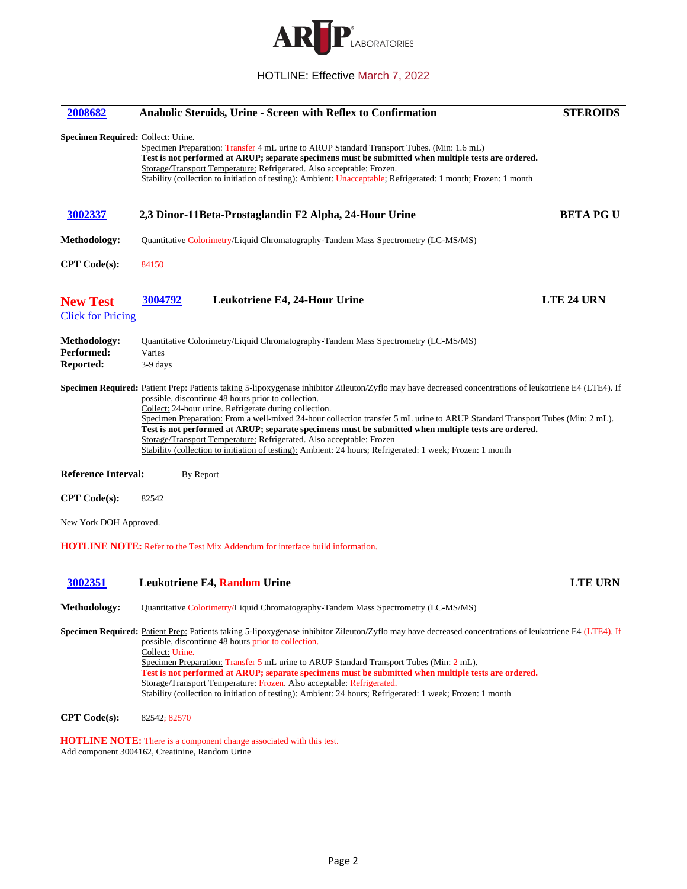**HOTLINE: Effective March 7, 2022**

## 2008682 Anabolic Steroids, Urine - Screen with Reflex to Confirmation — STEROIDS

**Specimen Required:** Collect: Urine.
Specimen Preparation: Transfer 4 mL urine to ARUP Standard Transport Tubes. (Min: 1.6 mL)
**Test is not performed at ARUP; separate specimens must be submitted when multiple tests are ordered.**
Storage/Transport Temperature: Refrigerated. Also acceptable: Frozen.
Stability (collection to initiation of testing): Ambient: Unacceptable; Refrigerated: 1 month; Frozen: 1 month

## 3002337 2,3 Dinor-11Beta-Prostaglandin F2 Alpha, 24-Hour Urine — BETA PG U

**Methodology:** Quantitative Colorimetry/Liquid Chromatography-Tandem Mass Spectrometry (LC-MS/MS)

**CPT Code(s):** 84150

## New Test 3004792 Leukotriene E4, 24-Hour Urine — LTE 24 URN

Click for Pricing

**Methodology:** Quantitative Colorimetry/Liquid Chromatography-Tandem Mass Spectrometry (LC-MS/MS)
**Performed:** Varies
**Reported:** 3-9 days

**Specimen Required:** Patient Prep: Patients taking 5-lipoxygenase inhibitor Zileuton/Zyflo may have decreased concentrations of leukotriene E4 (LTE4). If possible, discontinue 48 hours prior to collection.
Collect: 24-hour urine. Refrigerate during collection.
Specimen Preparation: From a well-mixed 24-hour collection transfer 5 mL urine to ARUP Standard Transport Tubes (Min: 2 mL).
**Test is not performed at ARUP; separate specimens must be submitted when multiple tests are ordered.**
Storage/Transport Temperature: Refrigerated. Also acceptable: Frozen
Stability (collection to initiation of testing): Ambient: 24 hours; Refrigerated: 1 week; Frozen: 1 month

**Reference Interval:** By Report

**CPT Code(s):** 82542

New York DOH Approved.

**HOTLINE NOTE:** Refer to the Test Mix Addendum for interface build information.

## 3002351 Leukotriene E4, Random Urine — LTE URN

**Methodology:** Quantitative Colorimetry/Liquid Chromatography-Tandem Mass Spectrometry (LC-MS/MS)

**Specimen Required:** Patient Prep: Patients taking 5-lipoxygenase inhibitor Zileuton/Zyflo may have decreased concentrations of leukotriene E4 (LTE4). If possible, discontinue 48 hours prior to collection.
Collect: Urine.
Specimen Preparation: Transfer 5 mL urine to ARUP Standard Transport Tubes (Min: 2 mL).
**Test is not performed at ARUP; separate specimens must be submitted when multiple tests are ordered.**
Storage/Transport Temperature: Frozen. Also acceptable: Refrigerated.
Stability (collection to initiation of testing): Ambient: 24 hours; Refrigerated: 1 week; Frozen: 1 month

**CPT Code(s):** 82542; 82570

**HOTLINE NOTE:** There is a component change associated with this test.
Add component 3004162, Creatinine, Random Urine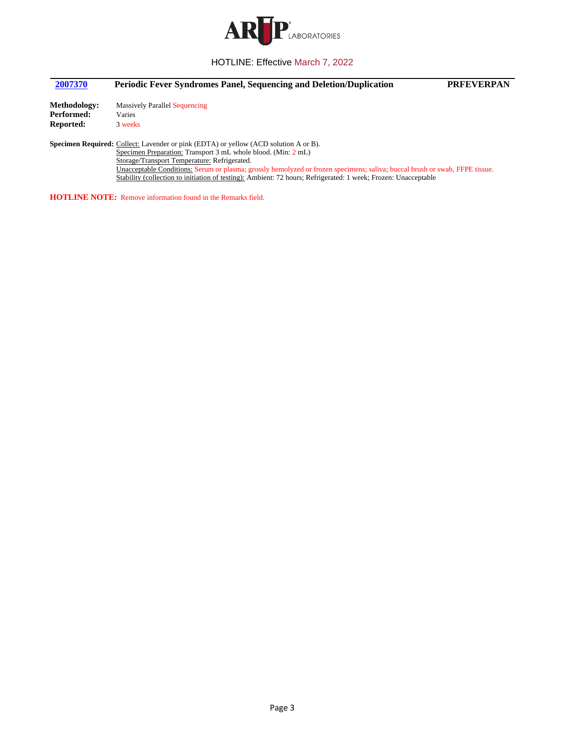HOTLINE: Effective March 7, 2022

| 2007370 | Periodic Fever Syndromes Panel, Sequencing and Deletion/Duplication | PRFEVERPAN |
|---|---|---|

**Methodology:** Massively Parallel Sequencing
**Performed:** Varies
**Reported:** 3 weeks

**Specimen Required:** Collect: Lavender or pink (EDTA) or yellow (ACD solution A or B).
Specimen Preparation: Transport 3 mL whole blood. (Min: 2 mL)
Storage/Transport Temperature: Refrigerated.
Unacceptable Conditions: Serum or plasma; grossly hemolyzed or frozen specimens; saliva; buccal brush or swab, FFPE tissue.
Stability (collection to initiation of testing): Ambient: 72 hours; Refrigerated: 1 week; Frozen: Unacceptable

**HOTLINE NOTE:** Remove information found in the Remarks field.